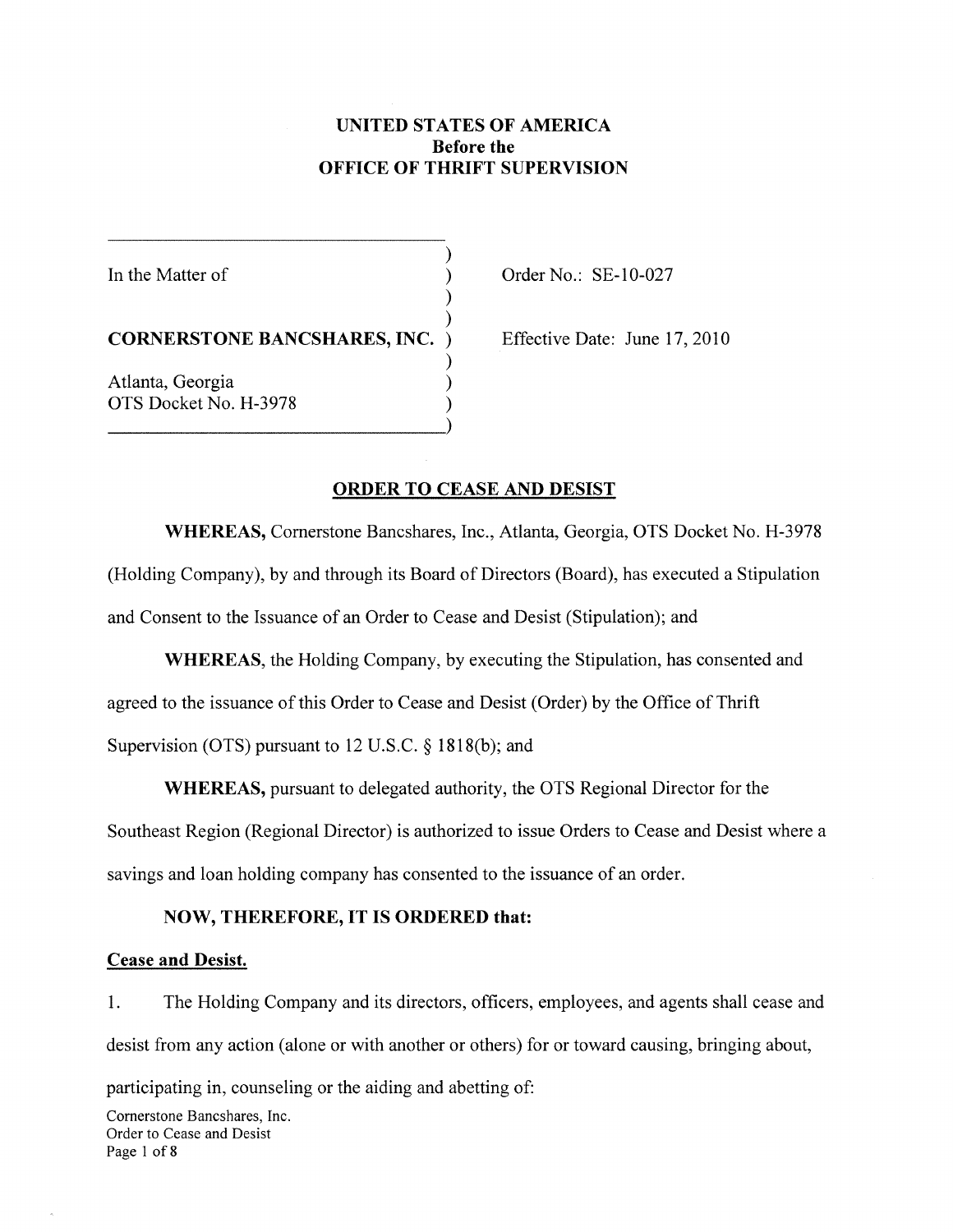# UNITED STATES OF AMERICA
## Before the
## OFFICE OF THRIFT SUPERVISION

| | |
|---|---|
| In the Matter of | Order No.: SE-10-027 |
| **CORNERSTONE BANCSHARES, INC.** | Effective Date: June 17, 2010 |
| Atlanta, Georgia<br>OTS Docket No. H-3978 | |

## ORDER TO CEASE AND DESIST

**WHEREAS,** Cornerstone Bancshares, Inc., Atlanta, Georgia, OTS Docket No. H-3978 (Holding Company), by and through its Board of Directors (Board), has executed a Stipulation and Consent to the Issuance of an Order to Cease and Desist (Stipulation); and

**WHEREAS,** the Holding Company, by executing the Stipulation, has consented and agreed to the issuance of this Order to Cease and Desist (Order) by the Office of Thrift Supervision (OTS) pursuant to 12 U.S.C. § 1818(b); and

**WHEREAS,** pursuant to delegated authority, the OTS Regional Director for the Southeast Region (Regional Director) is authorized to issue Orders to Cease and Desist where a savings and loan holding company has consented to the issuance of an order.

**NOW, THEREFORE, IT IS ORDERED that:**

**Cease and Desist.**

1. The Holding Company and its directors, officers, employees, and agents shall cease and desist from any action (alone or with another or others) for or toward causing, bringing about, participating in, counseling or the aiding and abetting of: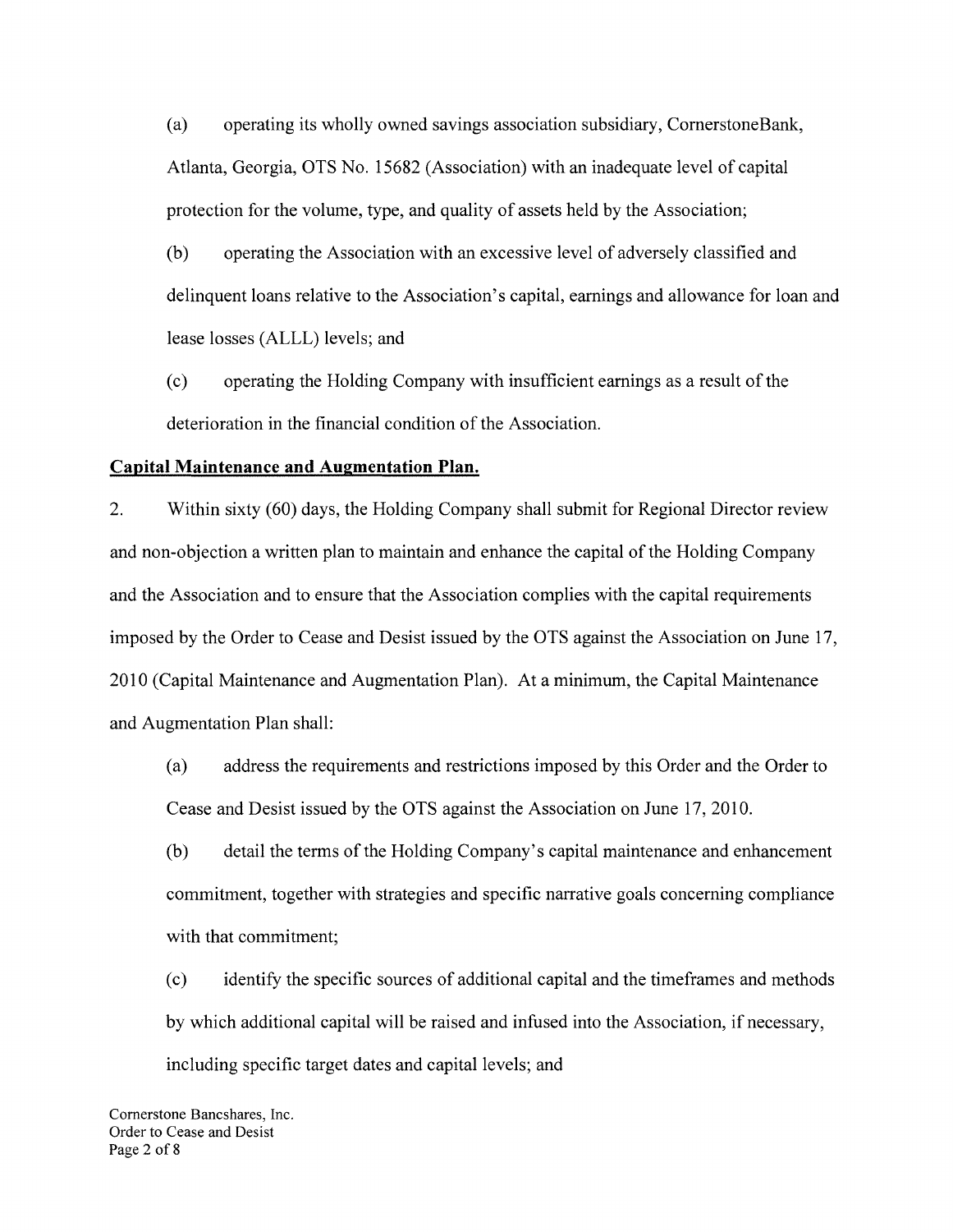(a) operating its wholly owned savings association subsidiary, CornerstoneBank, Atlanta, Georgia, OTS No. 15682 (Association) with an inadequate level of capital protection for the volume, type, and quality of assets held by the Association;

(b) operating the Association with an excessive level of adversely classified and delinquent loans relative to the Association's capital, earnings and allowance for loan and lease losses (ALLL) levels; and

(c) operating the Holding Company with insufficient earnings as a result of the deterioration in the financial condition of the Association.

**Capital Maintenance and Augmentation Plan.**

2. Within sixty (60) days, the Holding Company shall submit for Regional Director review and non-objection a written plan to maintain and enhance the capital of the Holding Company and the Association and to ensure that the Association complies with the capital requirements imposed by the Order to Cease and Desist issued by the OTS against the Association on June 17, 2010 (Capital Maintenance and Augmentation Plan). At a minimum, the Capital Maintenance and Augmentation Plan shall:

(a) address the requirements and restrictions imposed by this Order and the Order to Cease and Desist issued by the OTS against the Association on June 17, 2010.

(b) detail the terms of the Holding Company's capital maintenance and enhancement commitment, together with strategies and specific narrative goals concerning compliance with that commitment;

(c) identify the specific sources of additional capital and the timeframes and methods by which additional capital will be raised and infused into the Association, if necessary, including specific target dates and capital levels; and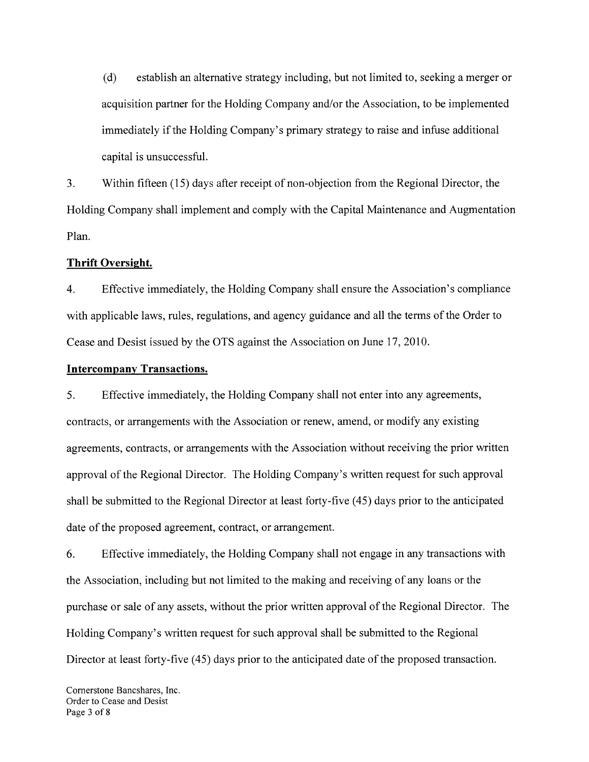(d) establish an alternative strategy including, but not limited to, seeking a merger or acquisition partner for the Holding Company and/or the Association, to be implemented immediately if the Holding Company's primary strategy to raise and infuse additional capital is unsuccessful.

3. Within fifteen (15) days after receipt of non-objection from the Regional Director, the Holding Company shall implement and comply with the Capital Maintenance and Augmentation Plan.

**Thrift Oversight.**

4. Effective immediately, the Holding Company shall ensure the Association's compliance with applicable laws, rules, regulations, and agency guidance and all the terms of the Order to Cease and Desist issued by the OTS against the Association on June 17, 2010.

**Intercompany Transactions.**

5. Effective immediately, the Holding Company shall not enter into any agreements, contracts, or arrangements with the Association or renew, amend, or modify any existing agreements, contracts, or arrangements with the Association without receiving the prior written approval of the Regional Director. The Holding Company's written request for such approval shall be submitted to the Regional Director at least forty-five (45) days prior to the anticipated date of the proposed agreement, contract, or arrangement.

6. Effective immediately, the Holding Company shall not engage in any transactions with the Association, including but not limited to the making and receiving of any loans or the purchase or sale of any assets, without the prior written approval of the Regional Director. The Holding Company's written request for such approval shall be submitted to the Regional Director at least forty-five (45) days prior to the anticipated date of the proposed transaction.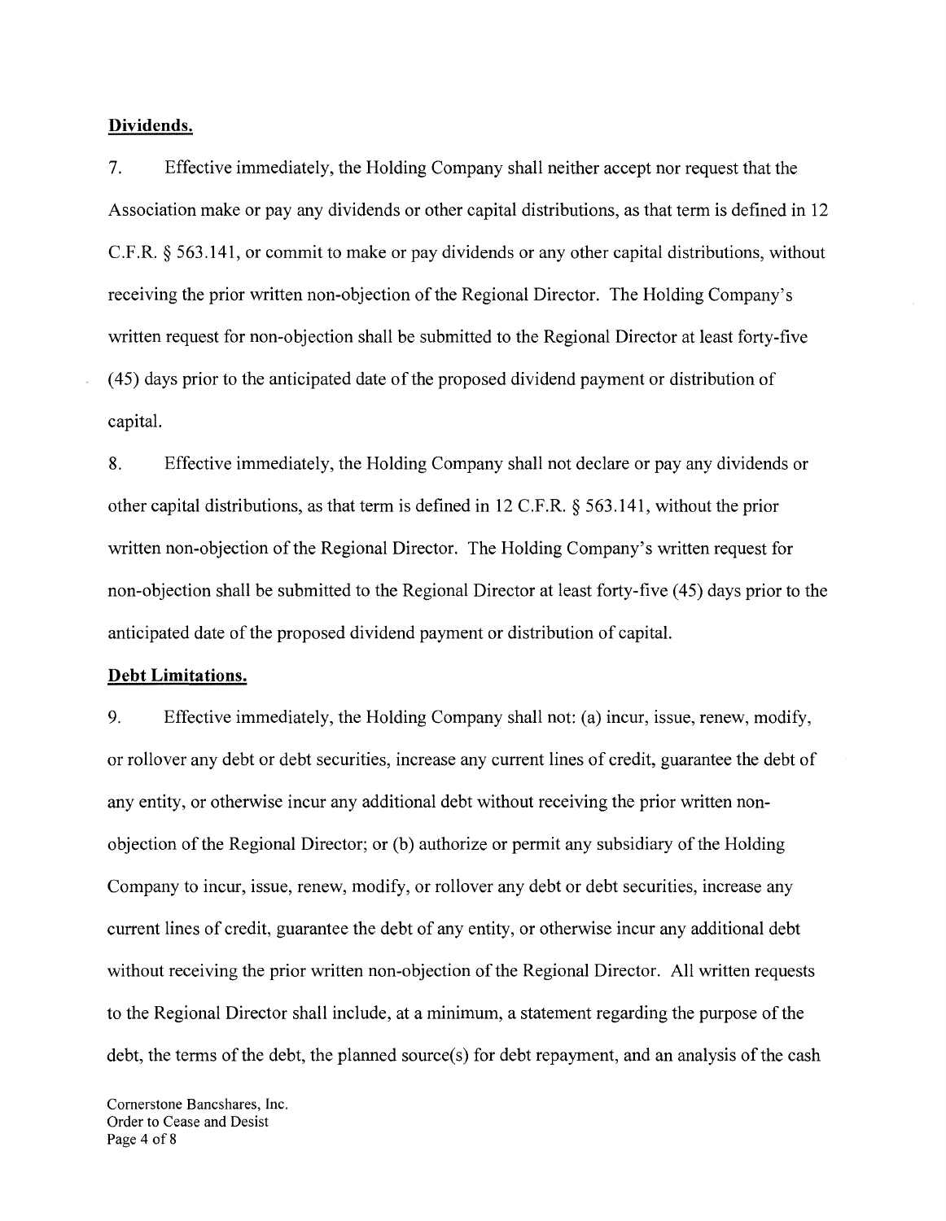**Dividends.**

7. Effective immediately, the Holding Company shall neither accept nor request that the Association make or pay any dividends or other capital distributions, as that term is defined in 12 C.F.R. § 563.141, or commit to make or pay dividends or any other capital distributions, without receiving the prior written non-objection of the Regional Director. The Holding Company's written request for non-objection shall be submitted to the Regional Director at least forty-five (45) days prior to the anticipated date of the proposed dividend payment or distribution of capital.

8. Effective immediately, the Holding Company shall not declare or pay any dividends or other capital distributions, as that term is defined in 12 C.F.R. § 563.141, without the prior written non-objection of the Regional Director. The Holding Company's written request for non-objection shall be submitted to the Regional Director at least forty-five (45) days prior to the anticipated date of the proposed dividend payment or distribution of capital.

**Debt Limitations.**

9. Effective immediately, the Holding Company shall not: (a) incur, issue, renew, modify, or rollover any debt or debt securities, increase any current lines of credit, guarantee the debt of any entity, or otherwise incur any additional debt without receiving the prior written non-objection of the Regional Director; or (b) authorize or permit any subsidiary of the Holding Company to incur, issue, renew, modify, or rollover any debt or debt securities, increase any current lines of credit, guarantee the debt of any entity, or otherwise incur any additional debt without receiving the prior written non-objection of the Regional Director. All written requests to the Regional Director shall include, at a minimum, a statement regarding the purpose of the debt, the terms of the debt, the planned source(s) for debt repayment, and an analysis of the cash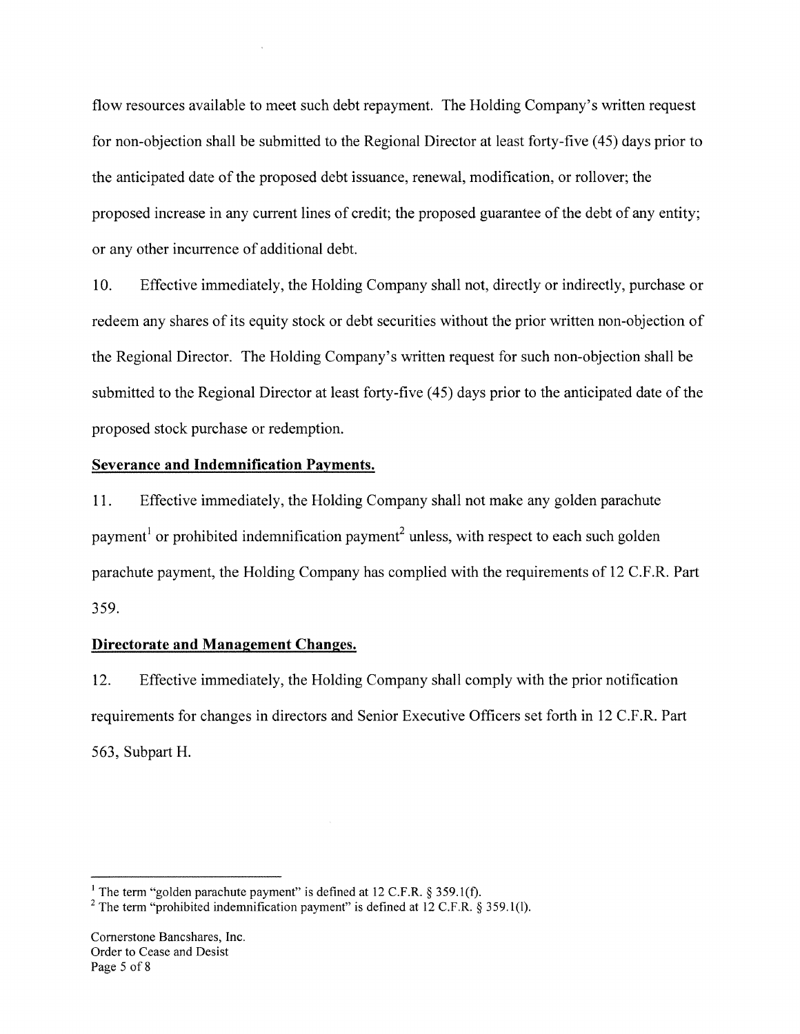flow resources available to meet such debt repayment. The Holding Company's written request for non-objection shall be submitted to the Regional Director at least forty-five (45) days prior to the anticipated date of the proposed debt issuance, renewal, modification, or rollover; the proposed increase in any current lines of credit; the proposed guarantee of the debt of any entity; or any other incurrence of additional debt.

10. Effective immediately, the Holding Company shall not, directly or indirectly, purchase or redeem any shares of its equity stock or debt securities without the prior written non-objection of the Regional Director. The Holding Company's written request for such non-objection shall be submitted to the Regional Director at least forty-five (45) days prior to the anticipated date of the proposed stock purchase or redemption.

**Severance and Indemnification Payments.**

11. Effective immediately, the Holding Company shall not make any golden parachute payment[1] or prohibited indemnification payment[2] unless, with respect to each such golden parachute payment, the Holding Company has complied with the requirements of 12 C.F.R. Part 359.

**Directorate and Management Changes.**

12. Effective immediately, the Holding Company shall comply with the prior notification requirements for changes in directors and Senior Executive Officers set forth in 12 C.F.R. Part 563, Subpart H.

---

[1] The term "golden parachute payment" is defined at 12 C.F.R. § 359.1(f).

[2] The term "prohibited indemnification payment" is defined at 12 C.F.R. § 359.1(l).

Cornerstone Bancshares, Inc.
Order to Cease and Desist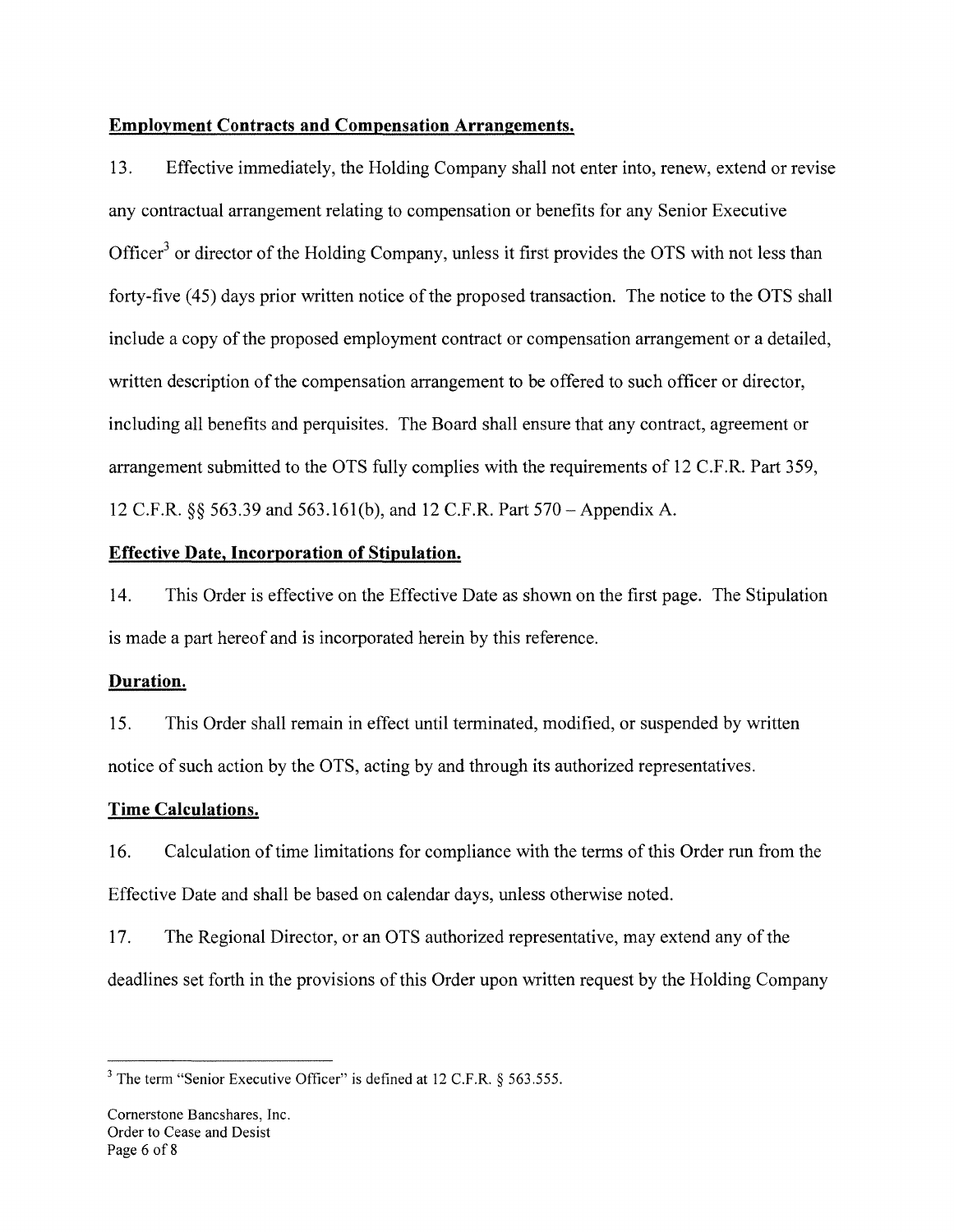**Employment Contracts and Compensation Arrangements.**

13. Effective immediately, the Holding Company shall not enter into, renew, extend or revise any contractual arrangement relating to compensation or benefits for any Senior Executive Officer[3] or director of the Holding Company, unless it first provides the OTS with not less than forty-five (45) days prior written notice of the proposed transaction. The notice to the OTS shall include a copy of the proposed employment contract or compensation arrangement or a detailed, written description of the compensation arrangement to be offered to such officer or director, including all benefits and perquisites. The Board shall ensure that any contract, agreement or arrangement submitted to the OTS fully complies with the requirements of 12 C.F.R. Part 359, 12 C.F.R. §§ 563.39 and 563.161(b), and 12 C.F.R. Part 570 – Appendix A.

**Effective Date, Incorporation of Stipulation.**

14. This Order is effective on the Effective Date as shown on the first page. The Stipulation is made a part hereof and is incorporated herein by this reference.

**Duration.**

15. This Order shall remain in effect until terminated, modified, or suspended by written notice of such action by the OTS, acting by and through its authorized representatives.

**Time Calculations.**

16. Calculation of time limitations for compliance with the terms of this Order run from the Effective Date and shall be based on calendar days, unless otherwise noted.

17. The Regional Director, or an OTS authorized representative, may extend any of the deadlines set forth in the provisions of this Order upon written request by the Holding Company

[3] The term "Senior Executive Officer" is defined at 12 C.F.R. § 563.555.

Cornerstone Bancshares, Inc.
Order to Cease and Desist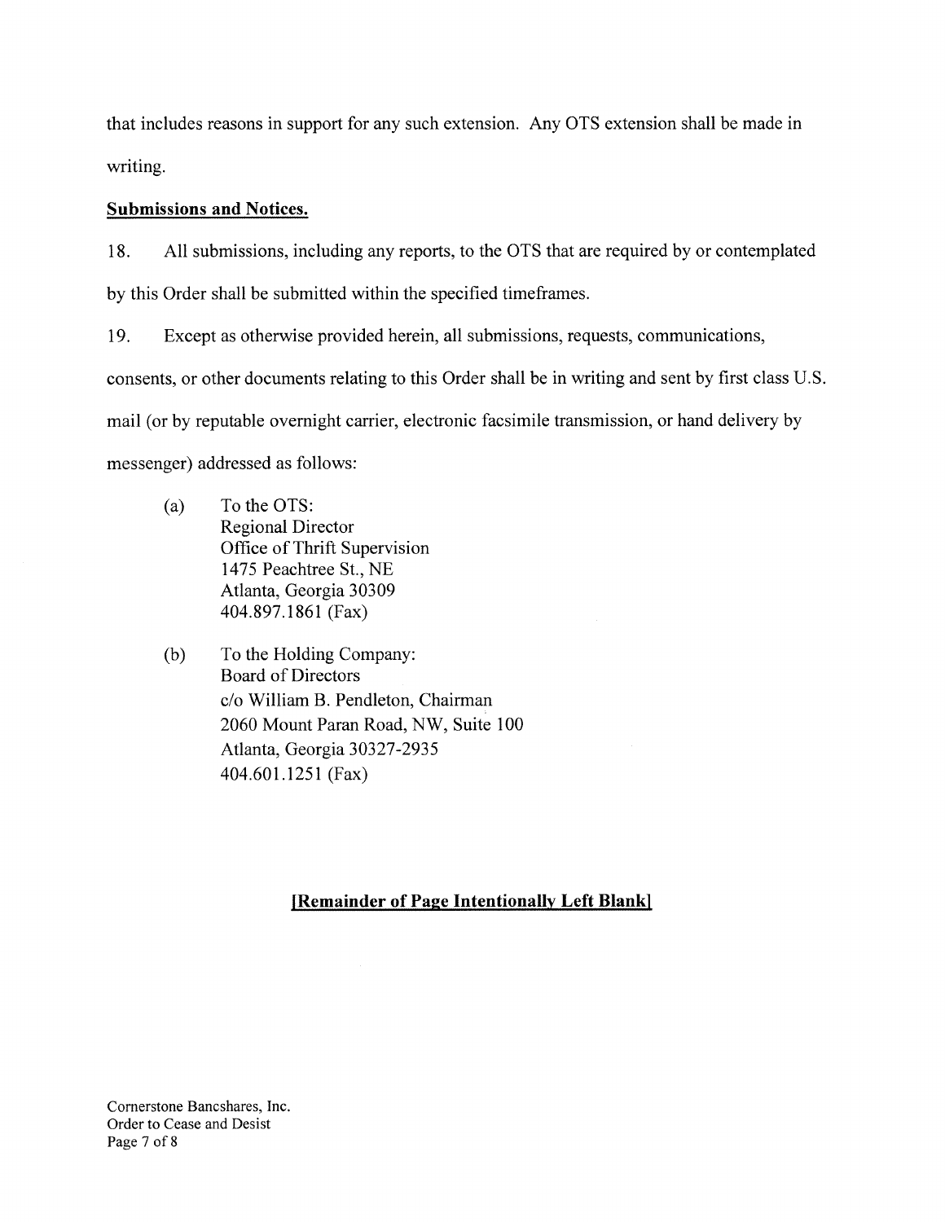that includes reasons in support for any such extension. Any OTS extension shall be made in writing.

**Submissions and Notices.**

18. All submissions, including any reports, to the OTS that are required by or contemplated by this Order shall be submitted within the specified timeframes.

19. Except as otherwise provided herein, all submissions, requests, communications, consents, or other documents relating to this Order shall be in writing and sent by first class U.S. mail (or by reputable overnight carrier, electronic facsimile transmission, or hand delivery by messenger) addressed as follows:

(a) To the OTS:
Regional Director
Office of Thrift Supervision
1475 Peachtree St., NE
Atlanta, Georgia 30309
404.897.1861 (Fax)

(b) To the Holding Company:
Board of Directors
c/o William B. Pendleton, Chairman
2060 Mount Paran Road, NW, Suite 100
Atlanta, Georgia 30327-2935
404.601.1251 (Fax)

**[Remainder of Page Intentionally Left Blank]**

Cornerstone Bancshares, Inc.
Order to Cease and Desist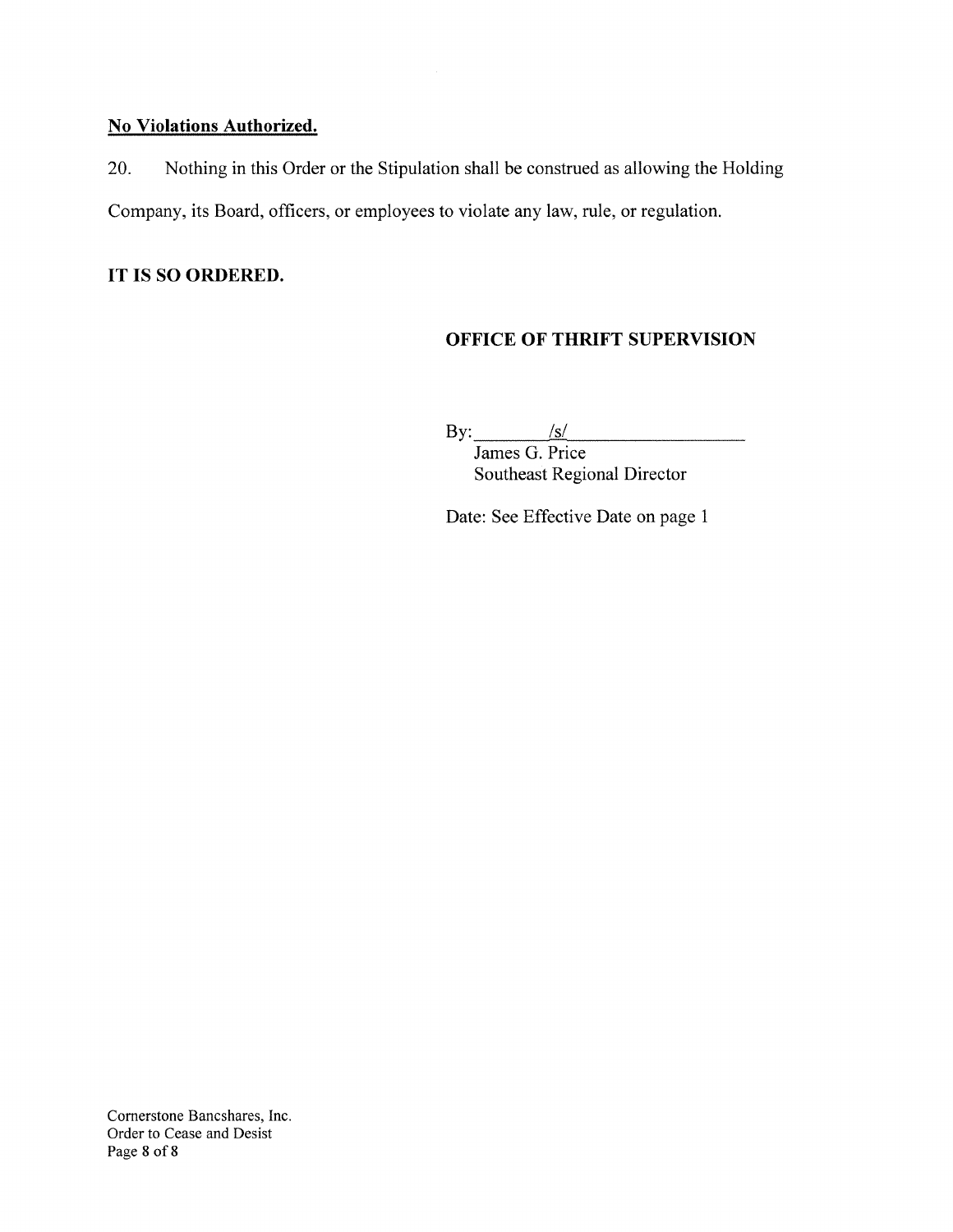**No Violations Authorized.**

20. Nothing in this Order or the Stipulation shall be construed as allowing the Holding Company, its Board, officers, or employees to violate any law, rule, or regulation.

**IT IS SO ORDERED.**

**OFFICE OF THRIFT SUPERVISION**

By: /s/
James G. Price
Southeast Regional Director

Date: See Effective Date on page 1

Cornerstone Bancshares, Inc.
Order to Cease and Desist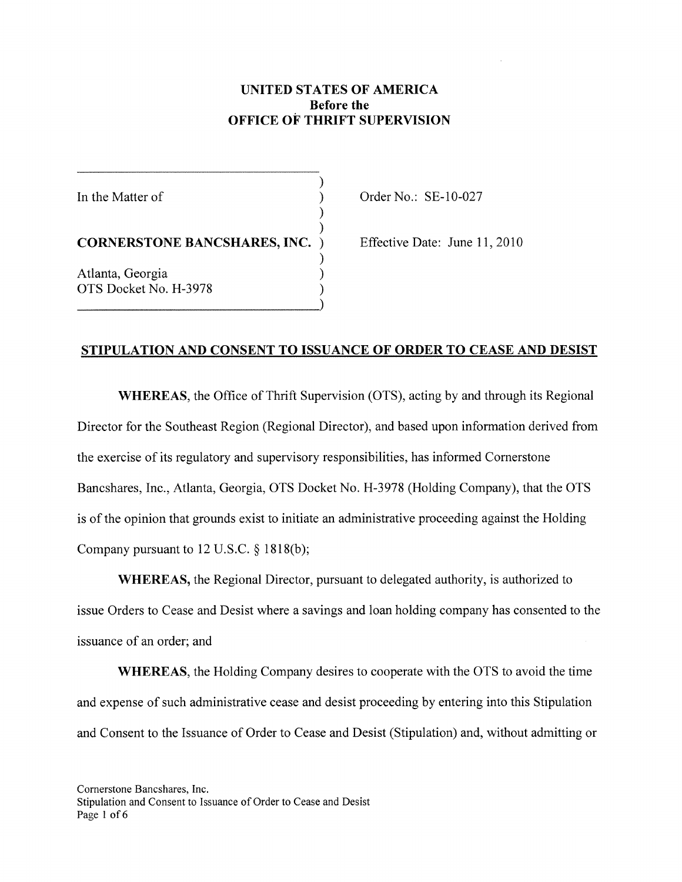**UNITED STATES OF AMERICA**
**Before the**
**OFFICE OF THRIFT SUPERVISION**

| | |
|---|---|
| In the Matter of | Order No.: SE-10-027 |
| **CORNERSTONE BANCSHARES, INC.** | Effective Date: June 11, 2010 |
| Atlanta, Georgia<br>OTS Docket No. H-3978 | |

**STIPULATION AND CONSENT TO ISSUANCE OF ORDER TO CEASE AND DESIST**

**WHEREAS,** the Office of Thrift Supervision (OTS), acting by and through its Regional Director for the Southeast Region (Regional Director), and based upon information derived from the exercise of its regulatory and supervisory responsibilities, has informed Cornerstone Bancshares, Inc., Atlanta, Georgia, OTS Docket No. H-3978 (Holding Company), that the OTS is of the opinion that grounds exist to initiate an administrative proceeding against the Holding Company pursuant to 12 U.S.C. § 1818(b);

**WHEREAS,** the Regional Director, pursuant to delegated authority, is authorized to issue Orders to Cease and Desist where a savings and loan holding company has consented to the issuance of an order; and

**WHEREAS,** the Holding Company desires to cooperate with the OTS to avoid the time and expense of such administrative cease and desist proceeding by entering into this Stipulation and Consent to the Issuance of Order to Cease and Desist (Stipulation) and, without admitting or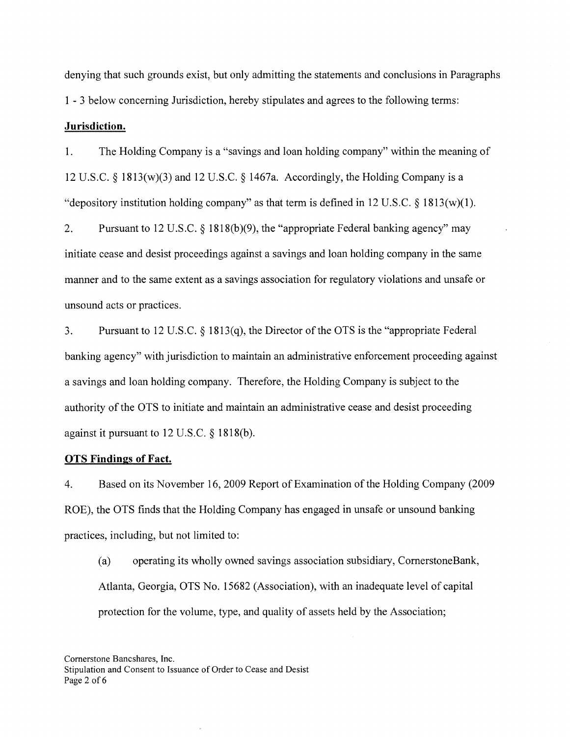denying that such grounds exist, but only admitting the statements and conclusions in Paragraphs 1 - 3 below concerning Jurisdiction, hereby stipulates and agrees to the following terms:

**Jurisdiction.**

1. The Holding Company is a "savings and loan holding company" within the meaning of 12 U.S.C. § 1813(w)(3) and 12 U.S.C. § 1467a. Accordingly, the Holding Company is a "depository institution holding company" as that term is defined in 12 U.S.C. § 1813(w)(1).

2. Pursuant to 12 U.S.C. § 1818(b)(9), the "appropriate Federal banking agency" may initiate cease and desist proceedings against a savings and loan holding company in the same manner and to the same extent as a savings association for regulatory violations and unsafe or unsound acts or practices.

3. Pursuant to 12 U.S.C. § 1813(q), the Director of the OTS is the "appropriate Federal banking agency" with jurisdiction to maintain an administrative enforcement proceeding against a savings and loan holding company. Therefore, the Holding Company is subject to the authority of the OTS to initiate and maintain an administrative cease and desist proceeding against it pursuant to 12 U.S.C. § 1818(b).

**OTS Findings of Fact.**

4. Based on its November 16, 2009 Report of Examination of the Holding Company (2009 ROE), the OTS finds that the Holding Company has engaged in unsafe or unsound banking practices, including, but not limited to:

   (a) operating its wholly owned savings association subsidiary, CornerstoneBank, Atlanta, Georgia, OTS No. 15682 (Association), with an inadequate level of capital protection for the volume, type, and quality of assets held by the Association;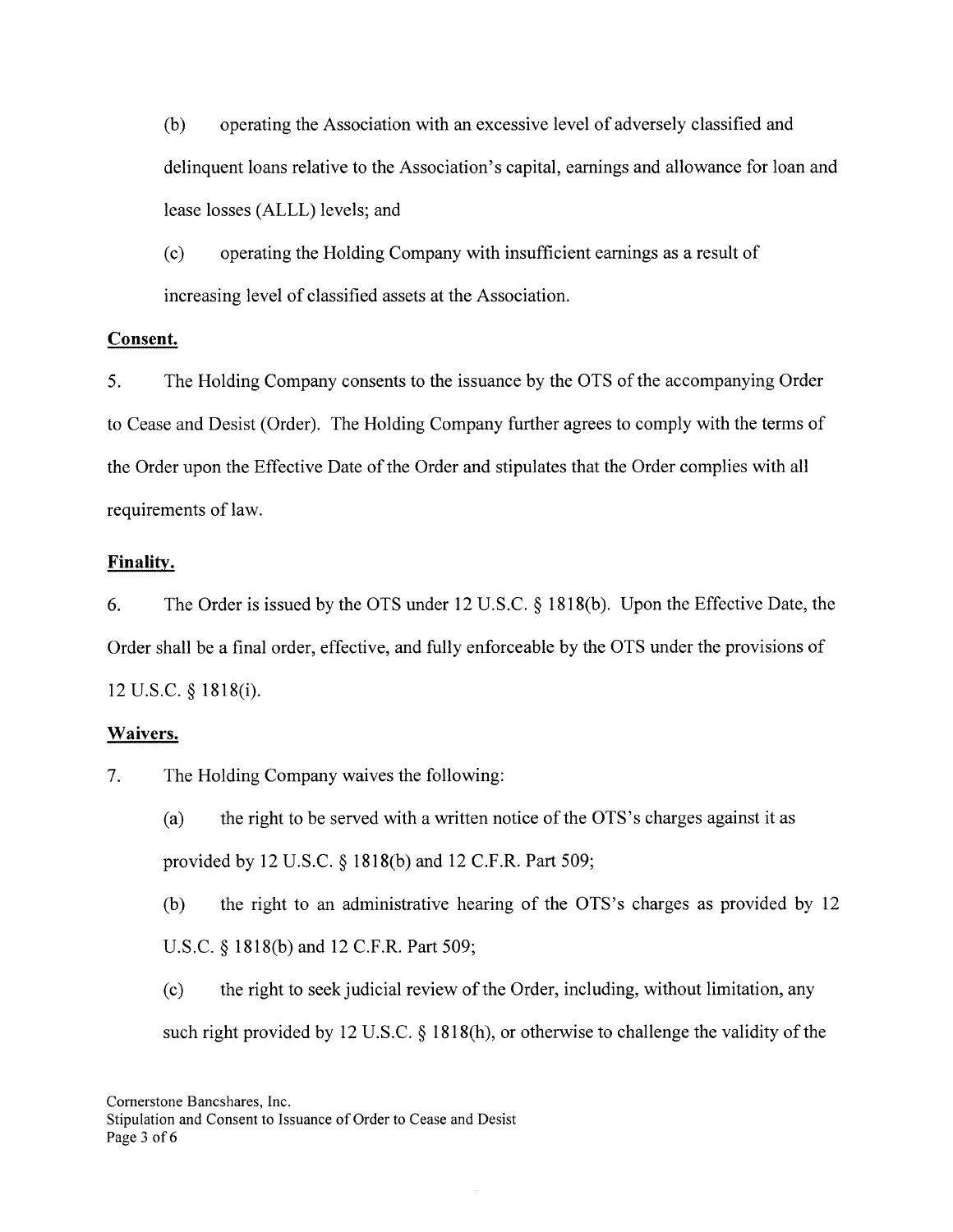(b) operating the Association with an excessive level of adversely classified and delinquent loans relative to the Association's capital, earnings and allowance for loan and lease losses (ALLL) levels; and

(c) operating the Holding Company with insufficient earnings as a result of increasing level of classified assets at the Association.

**Consent.**

5. The Holding Company consents to the issuance by the OTS of the accompanying Order to Cease and Desist (Order). The Holding Company further agrees to comply with the terms of the Order upon the Effective Date of the Order and stipulates that the Order complies with all requirements of law.

**Finality.**

6. The Order is issued by the OTS under 12 U.S.C. § 1818(b). Upon the Effective Date, the Order shall be a final order, effective, and fully enforceable by the OTS under the provisions of 12 U.S.C. § 1818(i).

**Waivers.**

7. The Holding Company waives the following:

(a) the right to be served with a written notice of the OTS's charges against it as provided by 12 U.S.C. § 1818(b) and 12 C.F.R. Part 509;

(b) the right to an administrative hearing of the OTS's charges as provided by 12 U.S.C. § 1818(b) and 12 C.F.R. Part 509;

(c) the right to seek judicial review of the Order, including, without limitation, any such right provided by 12 U.S.C. § 1818(h), or otherwise to challenge the validity of the

Cornerstone Bancshares, Inc.
Stipulation and Consent to Issuance of Order to Cease and Desist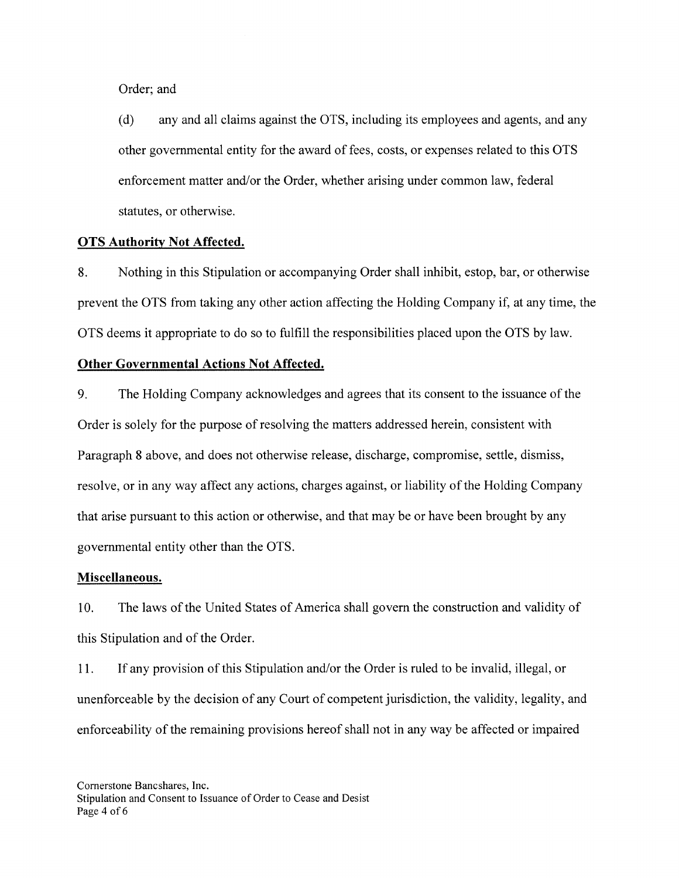Order; and

(d) any and all claims against the OTS, including its employees and agents, and any other governmental entity for the award of fees, costs, or expenses related to this OTS enforcement matter and/or the Order, whether arising under common law, federal statutes, or otherwise.

**OTS Authority Not Affected.**

8. Nothing in this Stipulation or accompanying Order shall inhibit, estop, bar, or otherwise prevent the OTS from taking any other action affecting the Holding Company if, at any time, the OTS deems it appropriate to do so to fulfill the responsibilities placed upon the OTS by law.

**Other Governmental Actions Not Affected.**

9. The Holding Company acknowledges and agrees that its consent to the issuance of the Order is solely for the purpose of resolving the matters addressed herein, consistent with Paragraph 8 above, and does not otherwise release, discharge, compromise, settle, dismiss, resolve, or in any way affect any actions, charges against, or liability of the Holding Company that arise pursuant to this action or otherwise, and that may be or have been brought by any governmental entity other than the OTS.

**Miscellaneous.**

10. The laws of the United States of America shall govern the construction and validity of this Stipulation and of the Order.

11. If any provision of this Stipulation and/or the Order is ruled to be invalid, illegal, or unenforceable by the decision of any Court of competent jurisdiction, the validity, legality, and enforceability of the remaining provisions hereof shall not in any way be affected or impaired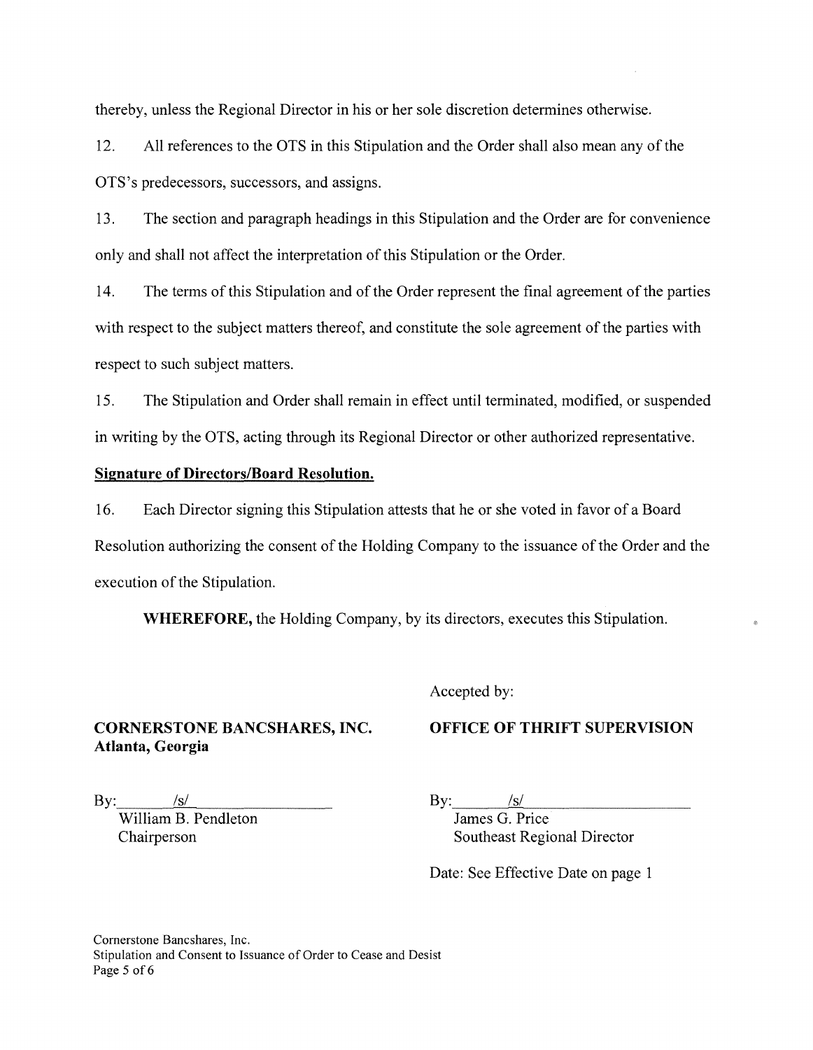thereby, unless the Regional Director in his or her sole discretion determines otherwise.

12. All references to the OTS in this Stipulation and the Order shall also mean any of the OTS's predecessors, successors, and assigns.

13. The section and paragraph headings in this Stipulation and the Order are for convenience only and shall not affect the interpretation of this Stipulation or the Order.

14. The terms of this Stipulation and of the Order represent the final agreement of the parties with respect to the subject matters thereof, and constitute the sole agreement of the parties with respect to such subject matters.

15. The Stipulation and Order shall remain in effect until terminated, modified, or suspended in writing by the OTS, acting through its Regional Director or other authorized representative.

**Signature of Directors/Board Resolution.**

16. Each Director signing this Stipulation attests that he or she voted in favor of a Board Resolution authorizing the consent of the Holding Company to the issuance of the Order and the execution of the Stipulation.

**WHEREFORE,** the Holding Company, by its directors, executes this Stipulation.

Accepted by:

**CORNERSTONE BANCSHARES, INC.**
**Atlanta, Georgia**

By: /s/
William B. Pendleton
Chairperson

**OFFICE OF THRIFT SUPERVISION**

By: /s/
James G. Price
Southeast Regional Director

Date: See Effective Date on page 1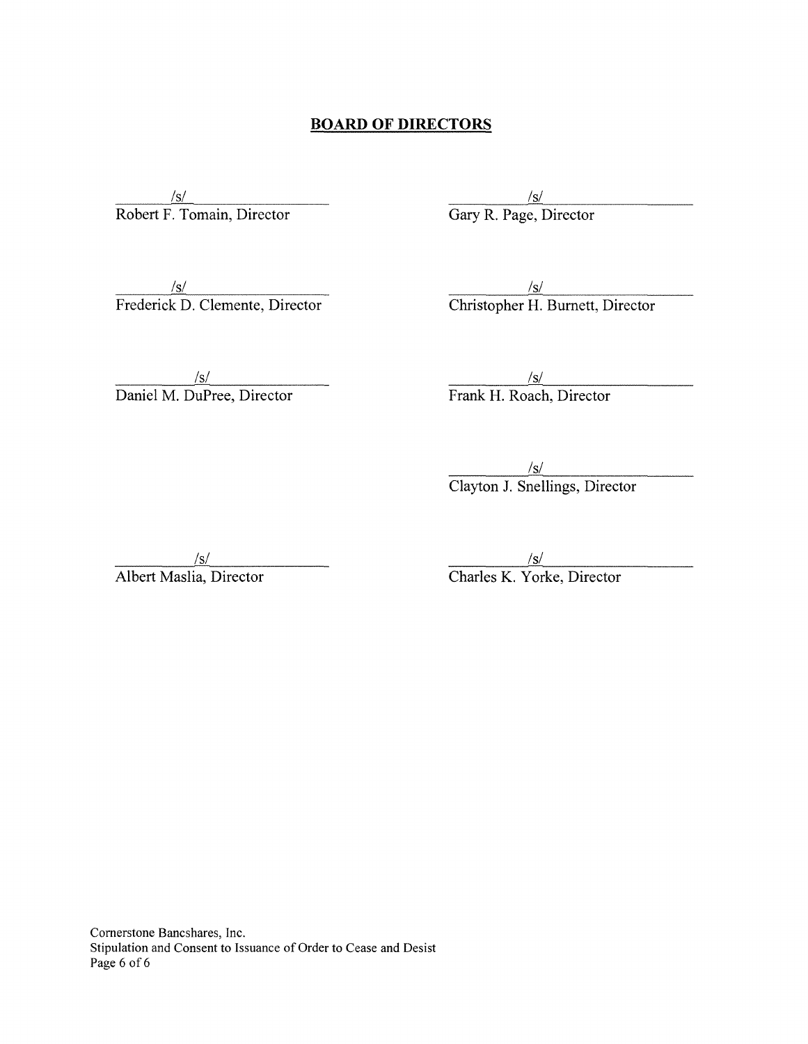## BOARD OF DIRECTORS

/s/
Robert F. Tomain, Director

/s/
Gary R. Page, Director

/s/
Frederick D. Clemente, Director

/s/
Christopher H. Burnett, Director

/s/
Daniel M. DuPree, Director

/s/
Frank H. Roach, Director

/s/
Clayton J. Snellings, Director

/s/
Albert Maslia, Director

/s/
Charles K. Yorke, Director

Cornerstone Bancshares, Inc.
Stipulation and Consent to Issuance of Order to Cease and Desist